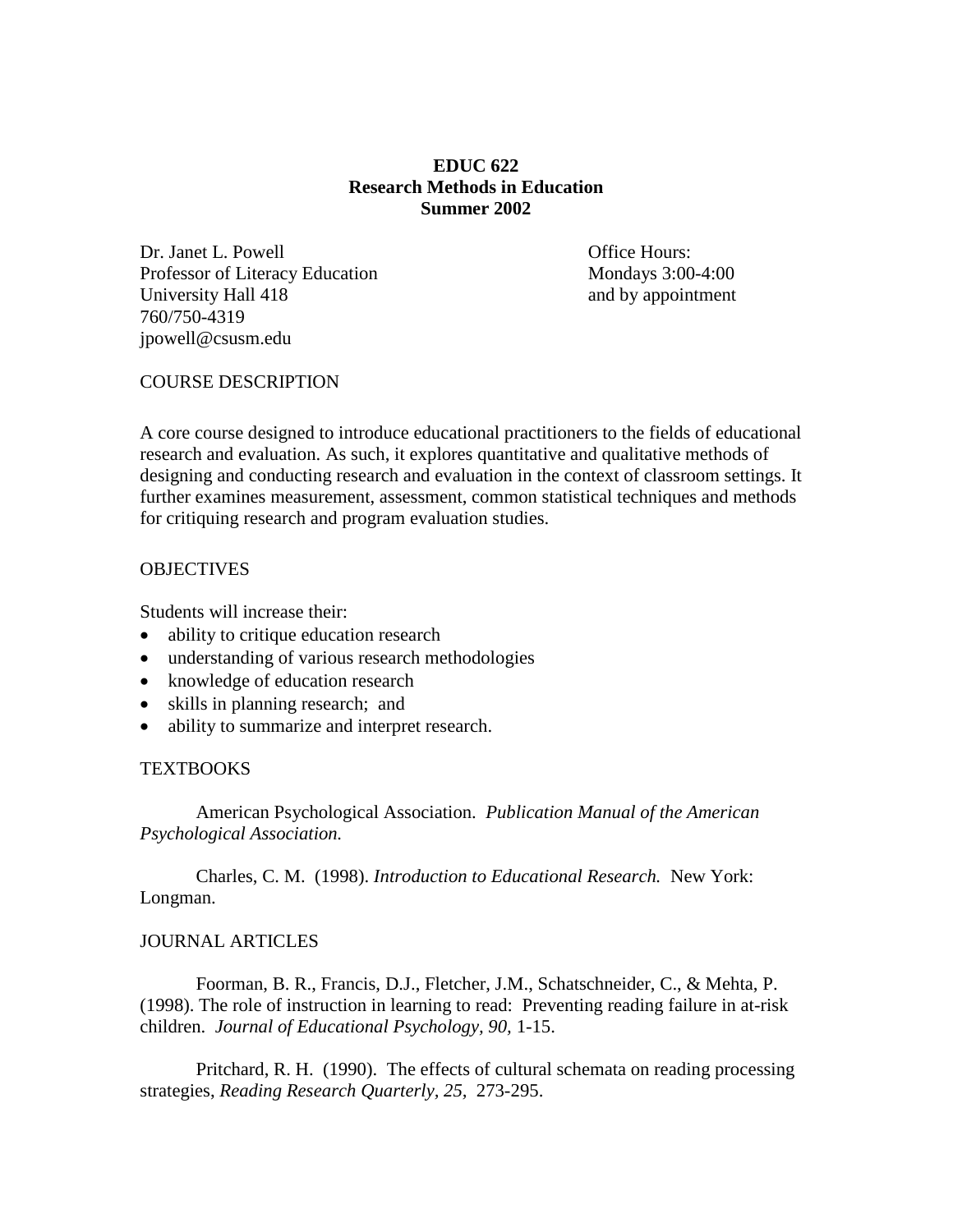**EDUC 622**
**Research Methods in Education**
**Summer 2002**

Dr. Janet L. Powell
Professor of Literacy Education
University Hall 418
760/750-4319
jpowell@csusm.edu

Office Hours:
Mondays 3:00-4:00
and by appointment

COURSE DESCRIPTION

A core course designed to introduce educational practitioners to the fields of educational research and evaluation. As such, it explores quantitative and qualitative methods of designing and conducting research and evaluation in the context of classroom settings. It further examines measurement, assessment, common statistical techniques and methods for critiquing research and program evaluation studies.

OBJECTIVES

Students will increase their:

- ability to critique education research
- understanding of various research methodologies
- knowledge of education research
- skills in planning research; and
- ability to summarize and interpret research.

TEXTBOOKS

American Psychological Association. *Publication Manual of the American Psychological Association.*

Charles, C. M. (1998). *Introduction to Educational Research.* New York: Longman.

JOURNAL ARTICLES

Foorman, B. R., Francis, D.J., Fletcher, J.M., Schatschneider, C., & Mehta, P. (1998). The role of instruction in learning to read: Preventing reading failure in at-risk children. *Journal of Educational Psychology, 90,* 1-15.

Pritchard, R. H. (1990). The effects of cultural schemata on reading processing strategies, *Reading Research Quarterly*, *25*, 273-295.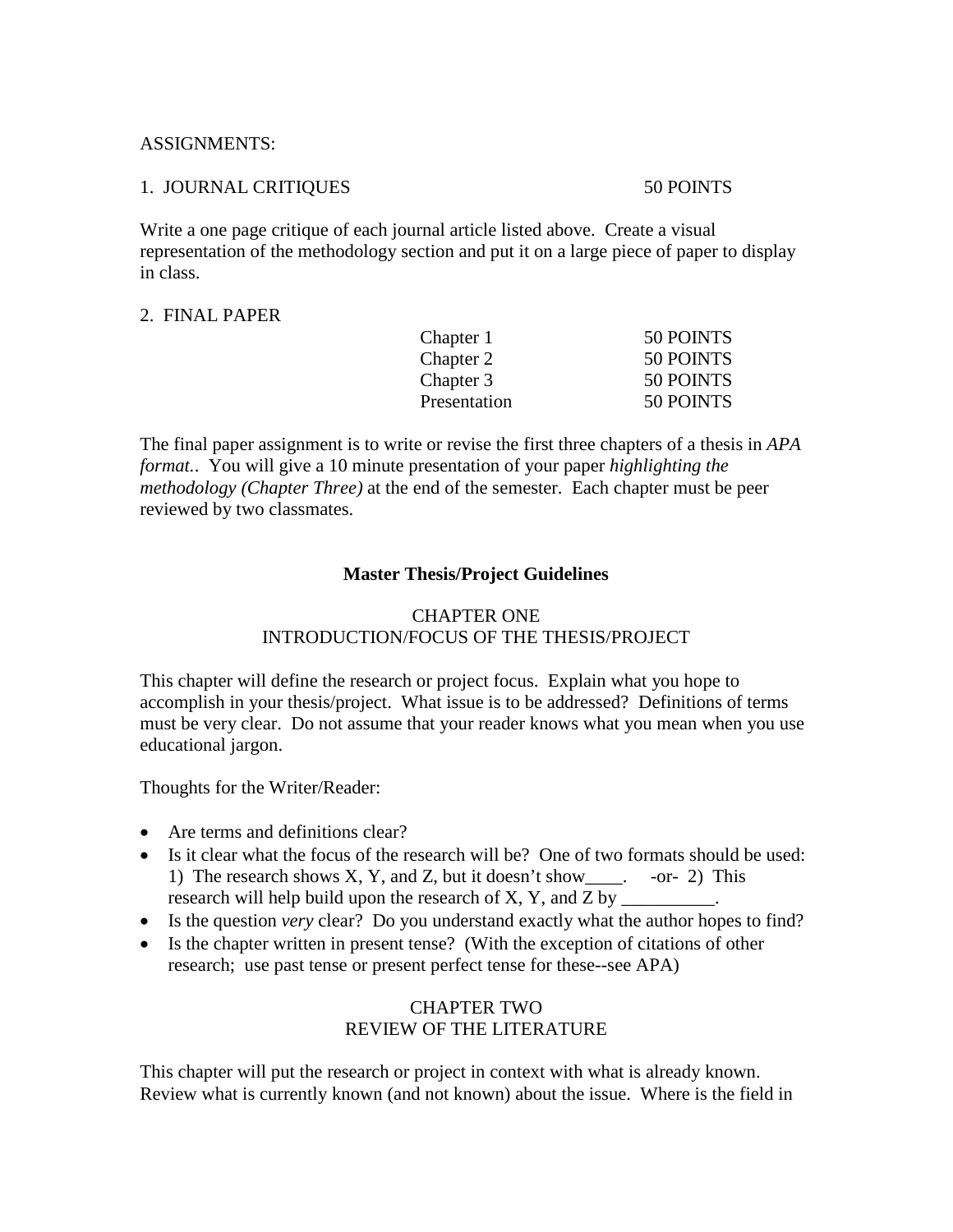ASSIGNMENTS:

1. JOURNAL CRITIQUES 50 POINTS

Write a one page critique of each journal article listed above. Create a visual representation of the methodology section and put it on a large piece of paper to display in class.

2. FINAL PAPER

| | |
|---|---|
| Chapter 1 | 50 POINTS |
| Chapter 2 | 50 POINTS |
| Chapter 3 | 50 POINTS |
| Presentation | 50 POINTS |

The final paper assignment is to write or revise the first three chapters of a thesis in *APA format.*. You will give a 10 minute presentation of your paper *highlighting the methodology (Chapter Three)* at the end of the semester. Each chapter must be peer reviewed by two classmates.

## Master Thesis/Project Guidelines

### CHAPTER ONE
### INTRODUCTION/FOCUS OF THE THESIS/PROJECT

This chapter will define the research or project focus. Explain what you hope to accomplish in your thesis/project. What issue is to be addressed? Definitions of terms must be very clear. Do not assume that your reader knows what you mean when you use educational jargon.

Thoughts for the Writer/Reader:

- Are terms and definitions clear?
- Is it clear what the focus of the research will be? One of two formats should be used: 1) The research shows X, Y, and Z, but it doesn't show____. -or- 2) This research will help build upon the research of X, Y, and Z by __________.
- Is the question *very* clear? Do you understand exactly what the author hopes to find?
- Is the chapter written in present tense? (With the exception of citations of other research; use past tense or present perfect tense for these--see APA)

### CHAPTER TWO
### REVIEW OF THE LITERATURE

This chapter will put the research or project in context with what is already known. Review what is currently known (and not known) about the issue. Where is the field in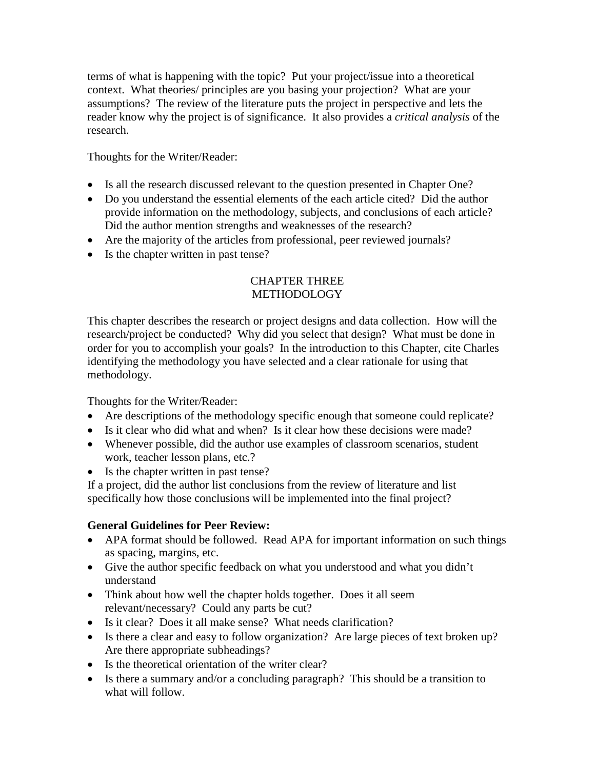terms of what is happening with the topic? Put your project/issue into a theoretical context. What theories/ principles are you basing your projection? What are your assumptions? The review of the literature puts the project in perspective and lets the reader know why the project is of significance. It also provides a *critical analysis* of the research.

Thoughts for the Writer/Reader:

- Is all the research discussed relevant to the question presented in Chapter One?
- Do you understand the essential elements of the each article cited? Did the author provide information on the methodology, subjects, and conclusions of each article? Did the author mention strengths and weaknesses of the research?
- Are the majority of the articles from professional, peer reviewed journals?
- Is the chapter written in past tense?

## CHAPTER THREE
## METHODOLOGY

This chapter describes the research or project designs and data collection. How will the research/project be conducted? Why did you select that design? What must be done in order for you to accomplish your goals? In the introduction to this Chapter, cite Charles identifying the methodology you have selected and a clear rationale for using that methodology.

Thoughts for the Writer/Reader:

- Are descriptions of the methodology specific enough that someone could replicate?
- Is it clear who did what and when? Is it clear how these decisions were made?
- Whenever possible, did the author use examples of classroom scenarios, student work, teacher lesson plans, etc.?
- Is the chapter written in past tense?

If a project, did the author list conclusions from the review of literature and list specifically how those conclusions will be implemented into the final project?

**General Guidelines for Peer Review:**

- APA format should be followed. Read APA for important information on such things as spacing, margins, etc.
- Give the author specific feedback on what you understood and what you didn't understand
- Think about how well the chapter holds together. Does it all seem relevant/necessary? Could any parts be cut?
- Is it clear? Does it all make sense? What needs clarification?
- Is there a clear and easy to follow organization? Are large pieces of text broken up? Are there appropriate subheadings?
- Is the theoretical orientation of the writer clear?
- Is there a summary and/or a concluding paragraph? This should be a transition to what will follow.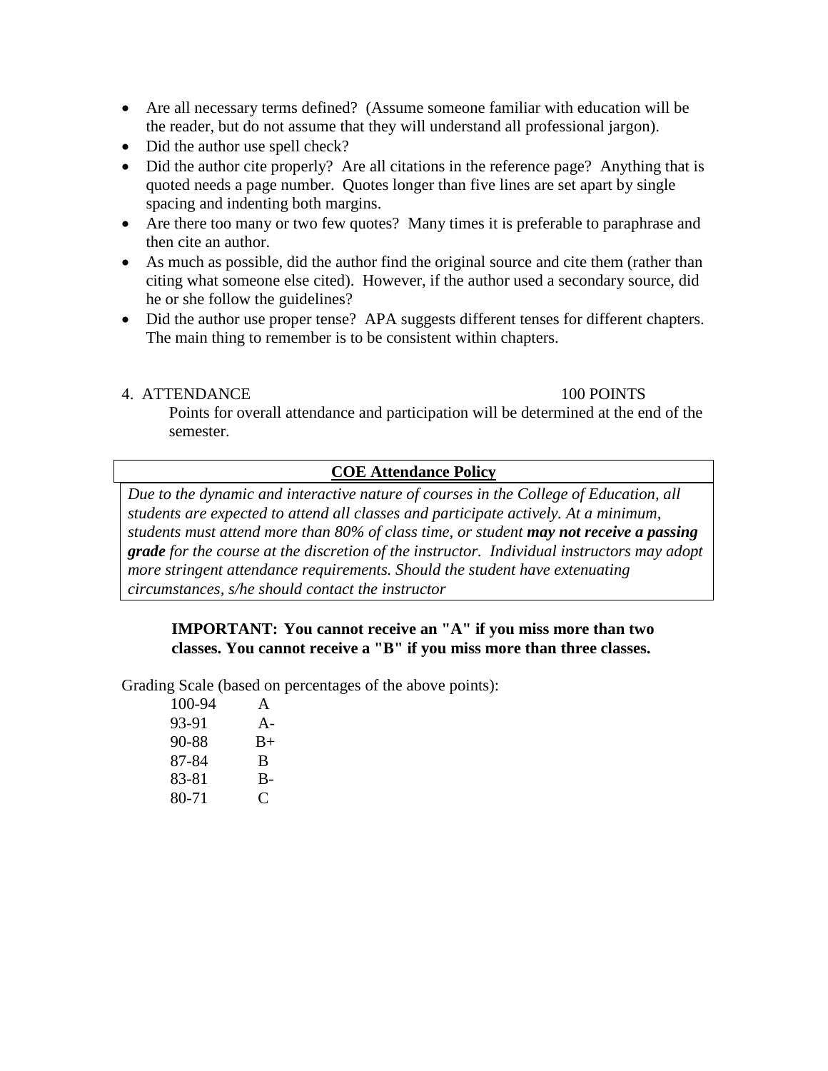- Are all necessary terms defined? (Assume someone familiar with education will be the reader, but do not assume that they will understand all professional jargon).
- Did the author use spell check?
- Did the author cite properly? Are all citations in the reference page? Anything that is quoted needs a page number. Quotes longer than five lines are set apart by single spacing and indenting both margins.
- Are there too many or two few quotes? Many times it is preferable to paraphrase and then cite an author.
- As much as possible, did the author find the original source and cite them (rather than citing what someone else cited). However, if the author used a secondary source, did he or she follow the guidelines?
- Did the author use proper tense? APA suggests different tenses for different chapters. The main thing to remember is to be consistent within chapters.

4. ATTENDANCE 100 POINTS

Points for overall attendance and participation will be determined at the end of the semester.

**COE Attendance Policy**

*Due to the dynamic and interactive nature of courses in the College of Education, all students are expected to attend all classes and participate actively. At a minimum, students must attend more than 80% of class time, or student* ***may not receive a passing grade*** *for the course at the discretion of the instructor. Individual instructors may adopt more stringent attendance requirements. Should the student have extenuating circumstances, s/he should contact the instructor*

**IMPORTANT: You cannot receive an "A" if you miss more than two classes. You cannot receive a "B" if you miss more than three classes.**

Grading Scale (based on percentages of the above points):

| | |
|---|---|
| 100-94 | A |
| 93-91 | A- |
| 90-88 | B+ |
| 87-84 | B |
| 83-81 | B- |
| 80-71 | C |